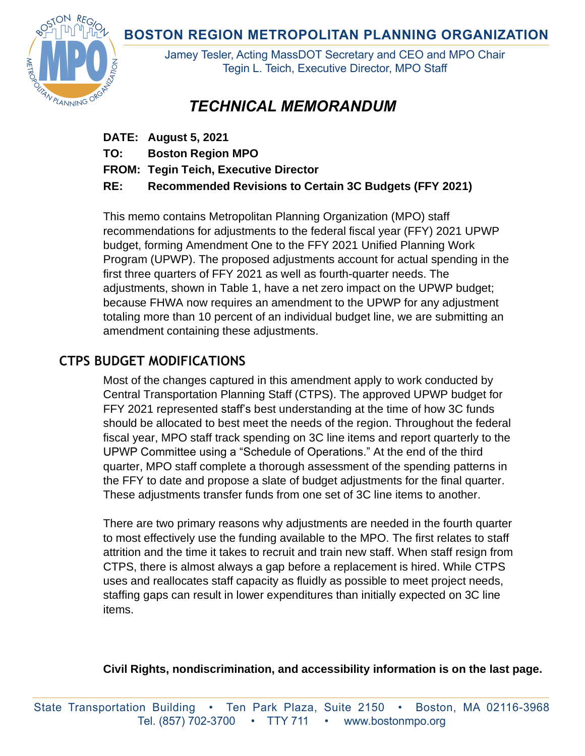# BOSTON REGION METROPOLITAN PLANNING ORGANIZATION

Jamey Tesler, Acting MassDOT Secretary and CEO and MPO Chair
Tegin L. Teich, Executive Director, MPO Staff

## *TECHNICAL MEMORANDUM*

**DATE: August 5, 2021**

**TO: Boston Region MPO**

**FROM: Tegin Teich, Executive Director**

**RE: Recommended Revisions to Certain 3C Budgets (FFY 2021)**

This memo contains Metropolitan Planning Organization (MPO) staff recommendations for adjustments to the federal fiscal year (FFY) 2021 UPWP budget, forming Amendment One to the FFY 2021 Unified Planning Work Program (UPWP). The proposed adjustments account for actual spending in the first three quarters of FFY 2021 as well as fourth-quarter needs. The adjustments, shown in Table 1, have a net zero impact on the UPWP budget; because FHWA now requires an amendment to the UPWP for any adjustment totaling more than 10 percent of an individual budget line, we are submitting an amendment containing these adjustments.

## CTPS BUDGET MODIFICATIONS

Most of the changes captured in this amendment apply to work conducted by Central Transportation Planning Staff (CTPS). The approved UPWP budget for FFY 2021 represented staff's best understanding at the time of how 3C funds should be allocated to best meet the needs of the region. Throughout the federal fiscal year, MPO staff track spending on 3C line items and report quarterly to the UPWP Committee using a "Schedule of Operations." At the end of the third quarter, MPO staff complete a thorough assessment of the spending patterns in the FFY to date and propose a slate of budget adjustments for the final quarter. These adjustments transfer funds from one set of 3C line items to another.

There are two primary reasons why adjustments are needed in the fourth quarter to most effectively use the funding available to the MPO. The first relates to staff attrition and the time it takes to recruit and train new staff. When staff resign from CTPS, there is almost always a gap before a replacement is hired. While CTPS uses and reallocates staff capacity as fluidly as possible to meet project needs, staffing gaps can result in lower expenditures than initially expected on 3C line items.

**Civil Rights, nondiscrimination, and accessibility information is on the last page.**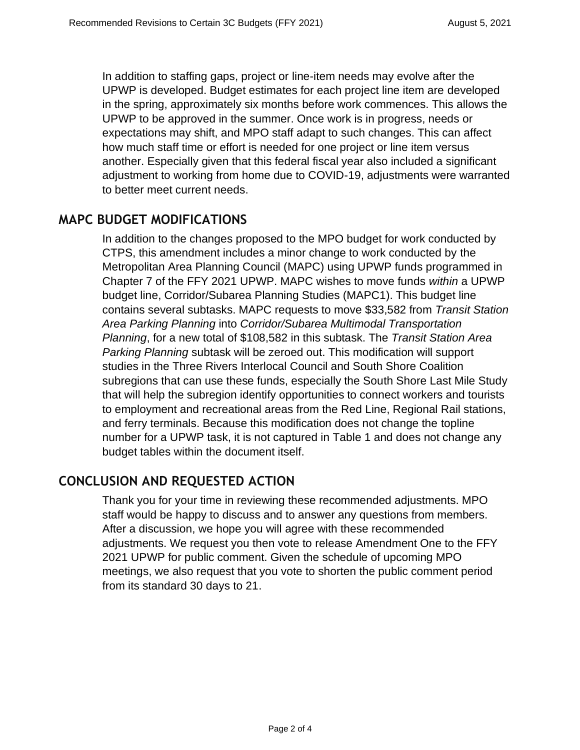In addition to staffing gaps, project or line-item needs may evolve after the UPWP is developed. Budget estimates for each project line item are developed in the spring, approximately six months before work commences. This allows the UPWP to be approved in the summer. Once work is in progress, needs or expectations may shift, and MPO staff adapt to such changes. This can affect how much staff time or effort is needed for one project or line item versus another. Especially given that this federal fiscal year also included a significant adjustment to working from home due to COVID-19, adjustments were warranted to better meet current needs.

## MAPC BUDGET MODIFICATIONS

In addition to the changes proposed to the MPO budget for work conducted by CTPS, this amendment includes a minor change to work conducted by the Metropolitan Area Planning Council (MAPC) using UPWP funds programmed in Chapter 7 of the FFY 2021 UPWP. MAPC wishes to move funds *within* a UPWP budget line, Corridor/Subarea Planning Studies (MAPC1). This budget line contains several subtasks. MAPC requests to move $33,582 from *Transit Station Area Parking Planning* into *Corridor/Subarea Multimodal Transportation Planning*, for a new total of $108,582 in this subtask. The *Transit Station Area Parking Planning* subtask will be zeroed out. This modification will support studies in the Three Rivers Interlocal Council and South Shore Coalition subregions that can use these funds, especially the South Shore Last Mile Study that will help the subregion identify opportunities to connect workers and tourists to employment and recreational areas from the Red Line, Regional Rail stations, and ferry terminals. Because this modification does not change the topline number for a UPWP task, it is not captured in Table 1 and does not change any budget tables within the document itself.

## CONCLUSION AND REQUESTED ACTION

Thank you for your time in reviewing these recommended adjustments. MPO staff would be happy to discuss and to answer any questions from members. After a discussion, we hope you will agree with these recommended adjustments. We request you then vote to release Amendment One to the FFY 2021 UPWP for public comment. Given the schedule of upcoming MPO meetings, we also request that you vote to shorten the public comment period from its standard 30 days to 21.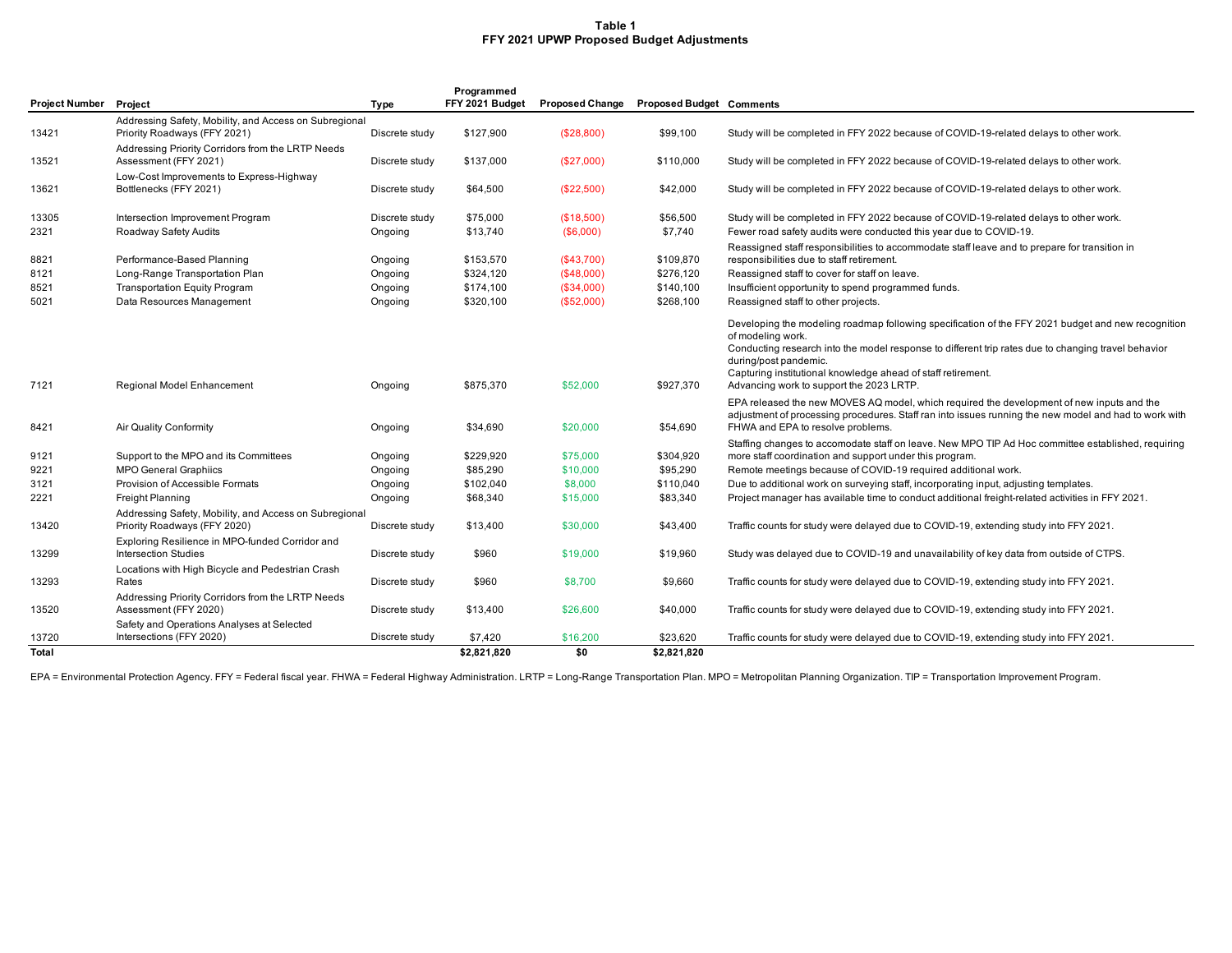**Table 1**
**FFY 2021 UPWP Proposed Budget Adjustments**

| Project Number | Project | Type | Programmed FFY 2021 Budget | Proposed Change | Proposed Budget | Comments |
|---|---|---|---|---|---|---|
| 13421 | Addressing Safety, Mobility, and Access on Subregional Priority Roadways (FFY 2021) | Discrete study | $127,900 | ($28,800) | $99,100 | Study will be completed in FFY 2022 because of COVID-19-related delays to other work. |
| 13521 | Addressing Priority Corridors from the LRTP Needs Assessment (FFY 2021) | Discrete study | $137,000 | ($27,000) | $110,000 | Study will be completed in FFY 2022 because of COVID-19-related delays to other work. |
| 13621 | Low-Cost Improvements to Express-Highway Bottlenecks (FFY 2021) | Discrete study | $64,500 | ($22,500) | $42,000 | Study will be completed in FFY 2022 because of COVID-19-related delays to other work. |
| 13305 | Intersection Improvement Program | Discrete study | $75,000 | ($18,500) | $56,500 | Study will be completed in FFY 2022 because of COVID-19-related delays to other work. |
| 2321 | Roadway Safety Audits | Ongoing | $13,740 | ($6,000) | $7,740 | Fewer road safety audits were conducted this year due to COVID-19. |
| 8821 | Performance-Based Planning | Ongoing | $153,570 | ($43,700) | $109,870 | Reassigned staff responsibilities to accommodate staff leave and to prepare for transition in responsibilities due to staff retirement. |
| 8121 | Long-Range Transportation Plan | Ongoing | $324,120 | ($48,000) | $276,120 | Reassigned staff to cover for staff on leave. |
| 8521 | Transportation Equity Program | Ongoing | $174,100 | ($34,000) | $140,100 | Insufficient opportunity to spend programmed funds. |
| 5021 | Data Resources Management | Ongoing | $320,100 | ($52,000) | $268,100 | Reassigned staff to other projects. |
| 7121 | Regional Model Enhancement | Ongoing | $875,370 | $52,000 | $927,370 | Developing the modeling roadmap following specification of the FFY 2021 budget and new recognition of modeling work. Conducting research into the model response to different trip rates due to changing travel behavior during/post pandemic. Capturing institutional knowledge ahead of staff retirement. Advancing work to support the 2023 LRTP. |
| 8421 | Air Quality Conformity | Ongoing | $34,690 | $20,000 | $54,690 | EPA released the new MOVES AQ model, which required the development of new inputs and the adjustment of processing procedures. Staff ran into issues running the new model and had to work with FHWA and EPA to resolve problems. |
| 9121 | Support to the MPO and its Committees | Ongoing | $229,920 | $75,000 | $304,920 | Staffing changes to accomodate staff on leave. New MPO TIP Ad Hoc committee established, requiring more staff coordination and support under this program. |
| 9221 | MPO General Graphiics | Ongoing | $85,290 | $10,000 | $95,290 | Remote meetings because of COVID-19 required additional work. |
| 3121 | Provision of Accessible Formats | Ongoing | $102,040 | $8,000 | $110,040 | Due to additional work on surveying staff, incorporating input, adjusting templates. |
| 2221 | Freight Planning | Ongoing | $68,340 | $15,000 | $83,340 | Project manager has available time to conduct additional freight-related activities in FFY 2021. |
| 13420 | Addressing Safety, Mobility, and Access on Subregional Priority Roadways (FFY 2020) | Discrete study | $13,400 | $30,000 | $43,400 | Traffic counts for study were delayed due to COVID-19, extending study into FFY 2021. |
| 13299 | Exploring Resilience in MPO-funded Corridor and Intersection Studies | Discrete study | $960 | $19,000 | $19,960 | Study was delayed due to COVID-19 and unavailability of key data from outside of CTPS. |
| 13293 | Locations with High Bicycle and Pedestrian Crash Rates | Discrete study | $960 | $8,700 | $9,660 | Traffic counts for study were delayed due to COVID-19, extending study into FFY 2021. |
| 13520 | Addressing Priority Corridors from the LRTP Needs Assessment (FFY 2020) | Discrete study | $13,400 | $26,600 | $40,000 | Traffic counts for study were delayed due to COVID-19, extending study into FFY 2021. |
| 13720 | Safety and Operations Analyses at Selected Intersections (FFY 2020) | Discrete study | $7,420 | $16,200 | $23,620 | Traffic counts for study were delayed due to COVID-19, extending study into FFY 2021. |
| **Total** | | | **$2,821,820** | **$0** | **$2,821,820** | |

EPA = Environmental Protection Agency. FFY = Federal fiscal year. FHWA = Federal Highway Administration. LRTP = Long-Range Transportation Plan. MPO = Metropolitan Planning Organization. TIP = Transportation Improvement Program.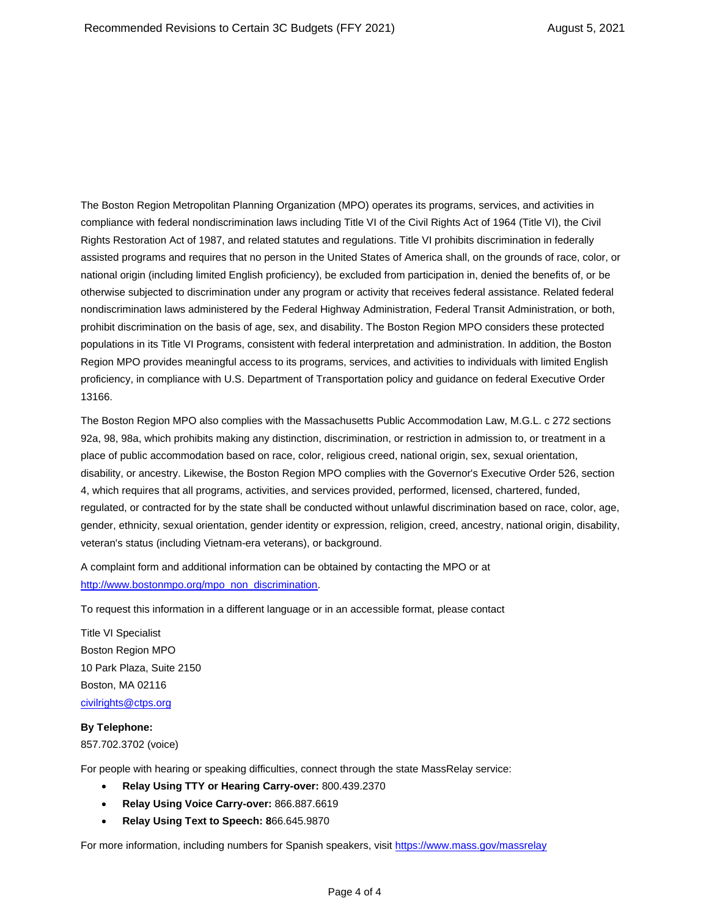The Boston Region Metropolitan Planning Organization (MPO) operates its programs, services, and activities in compliance with federal nondiscrimination laws including Title VI of the Civil Rights Act of 1964 (Title VI), the Civil Rights Restoration Act of 1987, and related statutes and regulations. Title VI prohibits discrimination in federally assisted programs and requires that no person in the United States of America shall, on the grounds of race, color, or national origin (including limited English proficiency), be excluded from participation in, denied the benefits of, or be otherwise subjected to discrimination under any program or activity that receives federal assistance. Related federal nondiscrimination laws administered by the Federal Highway Administration, Federal Transit Administration, or both, prohibit discrimination on the basis of age, sex, and disability. The Boston Region MPO considers these protected populations in its Title VI Programs, consistent with federal interpretation and administration. In addition, the Boston Region MPO provides meaningful access to its programs, services, and activities to individuals with limited English proficiency, in compliance with U.S. Department of Transportation policy and guidance on federal Executive Order 13166.

The Boston Region MPO also complies with the Massachusetts Public Accommodation Law, M.G.L. c 272 sections 92a, 98, 98a, which prohibits making any distinction, discrimination, or restriction in admission to, or treatment in a place of public accommodation based on race, color, religious creed, national origin, sex, sexual orientation, disability, or ancestry. Likewise, the Boston Region MPO complies with the Governor's Executive Order 526, section 4, which requires that all programs, activities, and services provided, performed, licensed, chartered, funded, regulated, or contracted for by the state shall be conducted without unlawful discrimination based on race, color, age, gender, ethnicity, sexual orientation, gender identity or expression, religion, creed, ancestry, national origin, disability, veteran's status (including Vietnam-era veterans), or background.

A complaint form and additional information can be obtained by contacting the MPO or at http://www.bostonmpo.org/mpo_non_discrimination.

To request this information in a different language or in an accessible format, please contact

Title VI Specialist
Boston Region MPO
10 Park Plaza, Suite 2150
Boston, MA 02116
civilrights@ctps.org

**By Telephone:**
857.702.3702 (voice)

For people with hearing or speaking difficulties, connect through the state MassRelay service:

- **Relay Using TTY or Hearing Carry-over:** 800.439.2370
- **Relay Using Voice Carry-over:** 866.887.6619
- **Relay Using Text to Speech:** 866.645.9870

For more information, including numbers for Spanish speakers, visit https://www.mass.gov/massrelay